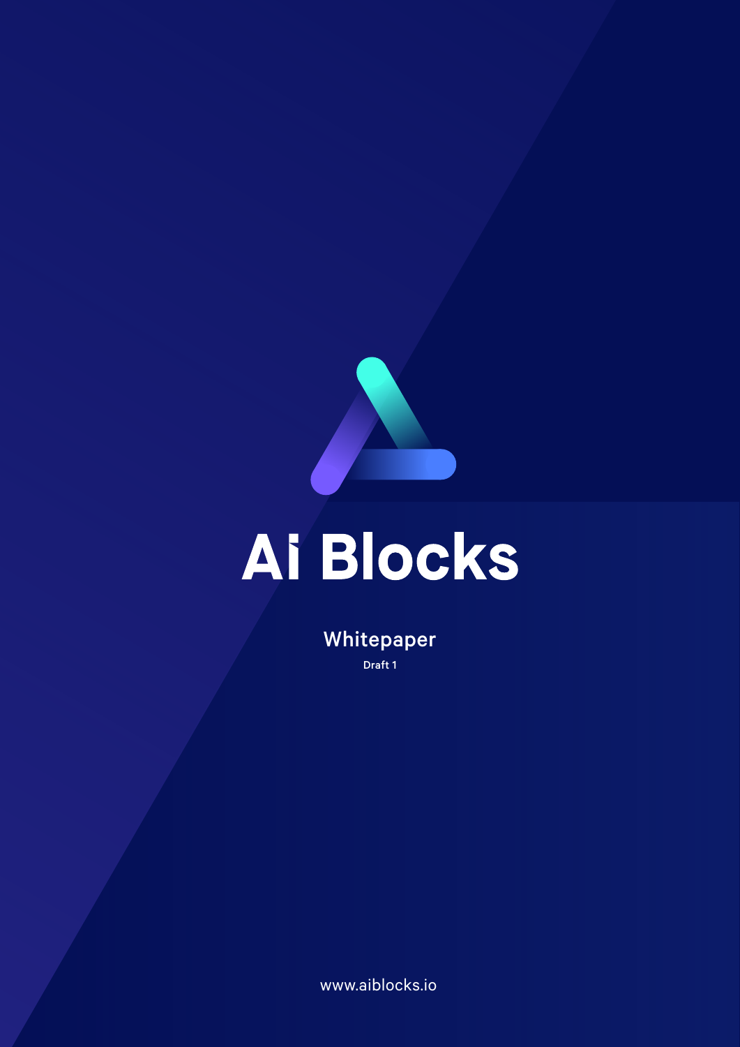# Ai Blocks

## Whitepaper

Draft 1

www.aiblocks.io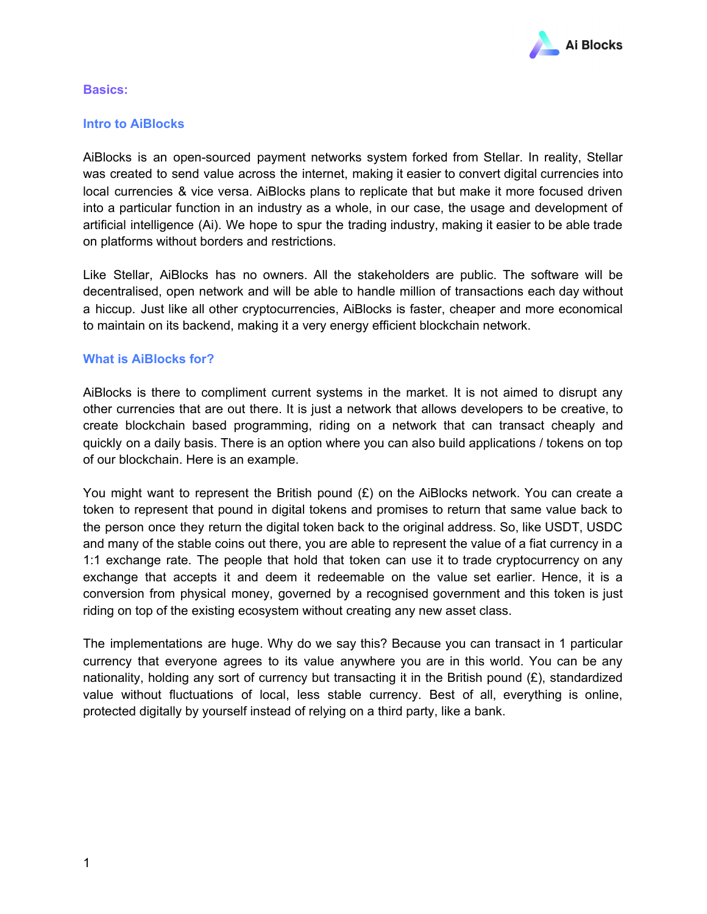## Basics:

### Intro to AiBlocks

AiBlocks is an open-sourced payment networks system forked from Stellar. In reality, Stellar was created to send value across the internet, making it easier to convert digital currencies into local currencies & vice versa. AiBlocks plans to replicate that but make it more focused driven into a particular function in an industry as a whole, in our case, the usage and development of artificial intelligence (Ai). We hope to spur the trading industry, making it easier to be able trade on platforms without borders and restrictions.

Like Stellar, AiBlocks has no owners. All the stakeholders are public. The software will be decentralised, open network and will be able to handle million of transactions each day without a hiccup. Just like all other cryptocurrencies, AiBlocks is faster, cheaper and more economical to maintain on its backend, making it a very energy efficient blockchain network.

### What is AiBlocks for?

AiBlocks is there to compliment current systems in the market. It is not aimed to disrupt any other currencies that are out there. It is just a network that allows developers to be creative, to create blockchain based programming, riding on a network that can transact cheaply and quickly on a daily basis. There is an option where you can also build applications / tokens on top of our blockchain. Here is an example.

You might want to represent the British pound (£) on the AiBlocks network. You can create a token to represent that pound in digital tokens and promises to return that same value back to the person once they return the digital token back to the original address. So, like USDT, USDC and many of the stable coins out there, you are able to represent the value of a fiat currency in a 1:1 exchange rate. The people that hold that token can use it to trade cryptocurrency on any exchange that accepts it and deem it redeemable on the value set earlier. Hence, it is a conversion from physical money, governed by a recognised government and this token is just riding on top of the existing ecosystem without creating any new asset class.

The implementations are huge. Why do we say this? Because you can transact in 1 particular currency that everyone agrees to its value anywhere you are in this world. You can be any nationality, holding any sort of currency but transacting it in the British pound (£), standardized value without fluctuations of local, less stable currency. Best of all, everything is online, protected digitally by yourself instead of relying on a third party, like a bank.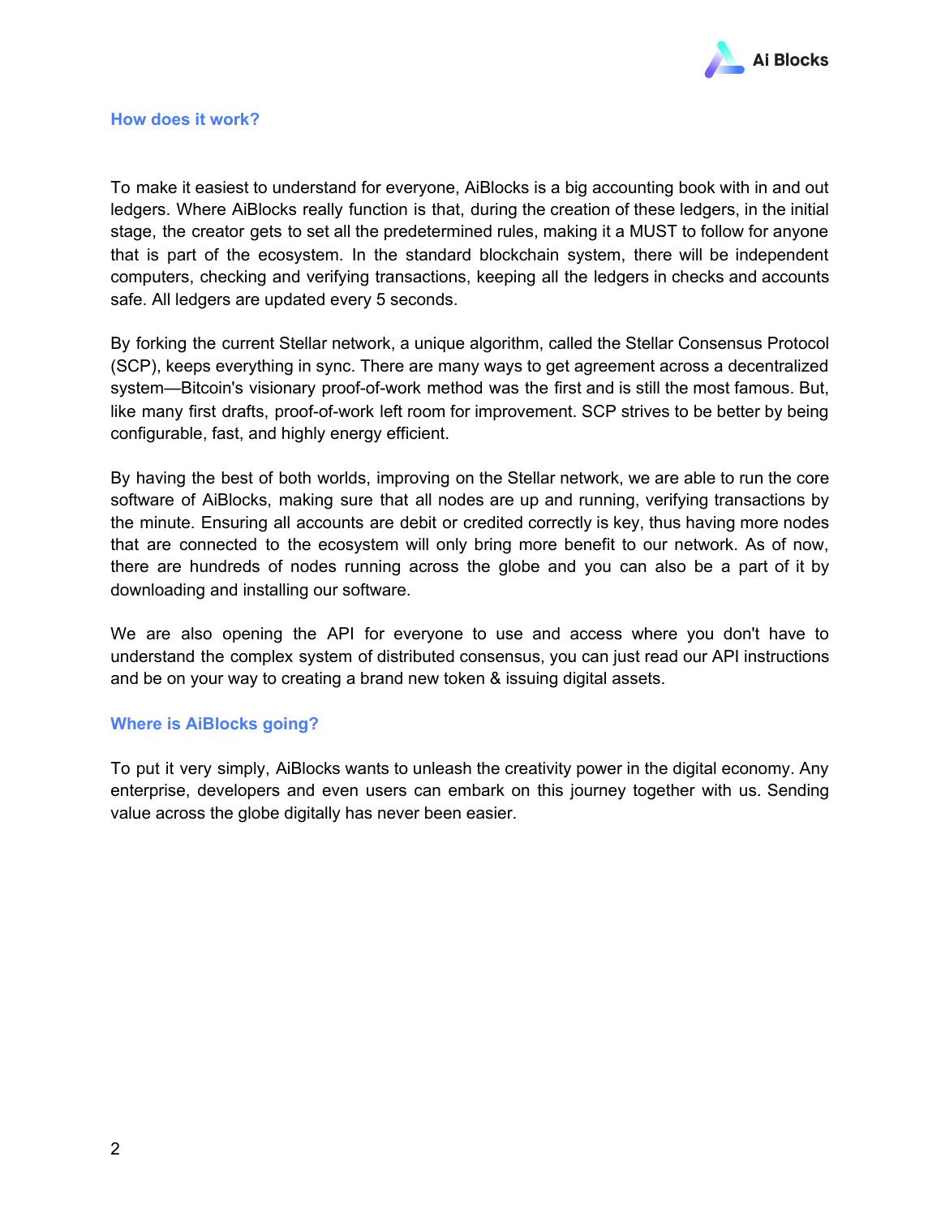## How does it work?

To make it easiest to understand for everyone, AiBlocks is a big accounting book with in and out ledgers. Where AiBlocks really function is that, during the creation of these ledgers, in the initial stage, the creator gets to set all the predetermined rules, making it a MUST to follow for anyone that is part of the ecosystem. In the standard blockchain system, there will be independent computers, checking and verifying transactions, keeping all the ledgers in checks and accounts safe. All ledgers are updated every 5 seconds.

By forking the current Stellar network, a unique algorithm, called the Stellar Consensus Protocol (SCP), keeps everything in sync. There are many ways to get agreement across a decentralized system—Bitcoin's visionary proof-of-work method was the first and is still the most famous. But, like many first drafts, proof-of-work left room for improvement. SCP strives to be better by being configurable, fast, and highly energy efficient.

By having the best of both worlds, improving on the Stellar network, we are able to run the core software of AiBlocks, making sure that all nodes are up and running, verifying transactions by the minute. Ensuring all accounts are debit or credited correctly is key, thus having more nodes that are connected to the ecosystem will only bring more benefit to our network. As of now, there are hundreds of nodes running across the globe and you can also be a part of it by downloading and installing our software.

We are also opening the API for everyone to use and access where you don't have to understand the complex system of distributed consensus, you can just read our API instructions and be on your way to creating a brand new token & issuing digital assets.

## Where is AiBlocks going?

To put it very simply, AiBlocks wants to unleash the creativity power in the digital economy. Any enterprise, developers and even users can embark on this journey together with us. Sending value across the globe digitally has never been easier.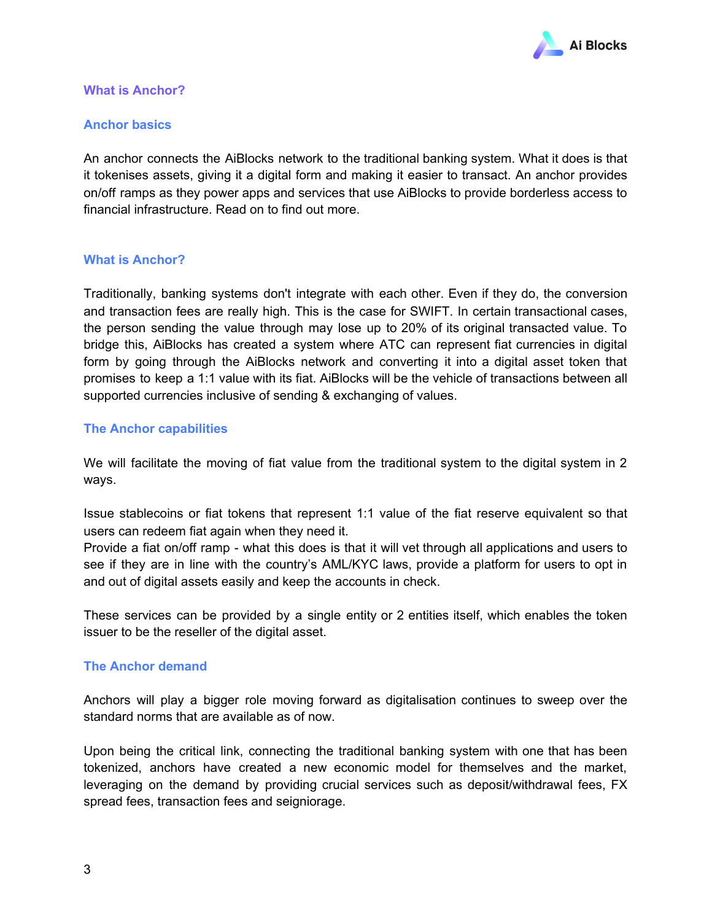## What is Anchor?

### Anchor basics

An anchor connects the AiBlocks network to the traditional banking system. What it does is that it tokenises assets, giving it a digital form and making it easier to transact. An anchor provides on/off ramps as they power apps and services that use AiBlocks to provide borderless access to financial infrastructure. Read on to find out more.

### What is Anchor?

Traditionally, banking systems don't integrate with each other. Even if they do, the conversion and transaction fees are really high. This is the case for SWIFT. In certain transactional cases, the person sending the value through may lose up to 20% of its original transacted value. To bridge this, AiBlocks has created a system where ATC can represent fiat currencies in digital form by going through the AiBlocks network and converting it into a digital asset token that promises to keep a 1:1 value with its fiat. AiBlocks will be the vehicle of transactions between all supported currencies inclusive of sending & exchanging of values.

### The Anchor capabilities

We will facilitate the moving of fiat value from the traditional system to the digital system in 2 ways.

Issue stablecoins or fiat tokens that represent 1:1 value of the fiat reserve equivalent so that users can redeem fiat again when they need it.
Provide a fiat on/off ramp - what this does is that it will vet through all applications and users to see if they are in line with the country's AML/KYC laws, provide a platform for users to opt in and out of digital assets easily and keep the accounts in check.

These services can be provided by a single entity or 2 entities itself, which enables the token issuer to be the reseller of the digital asset.

### The Anchor demand

Anchors will play a bigger role moving forward as digitalisation continues to sweep over the standard norms that are available as of now.

Upon being the critical link, connecting the traditional banking system with one that has been tokenized, anchors have created a new economic model for themselves and the market, leveraging on the demand by providing crucial services such as deposit/withdrawal fees, FX spread fees, transaction fees and seigniorage.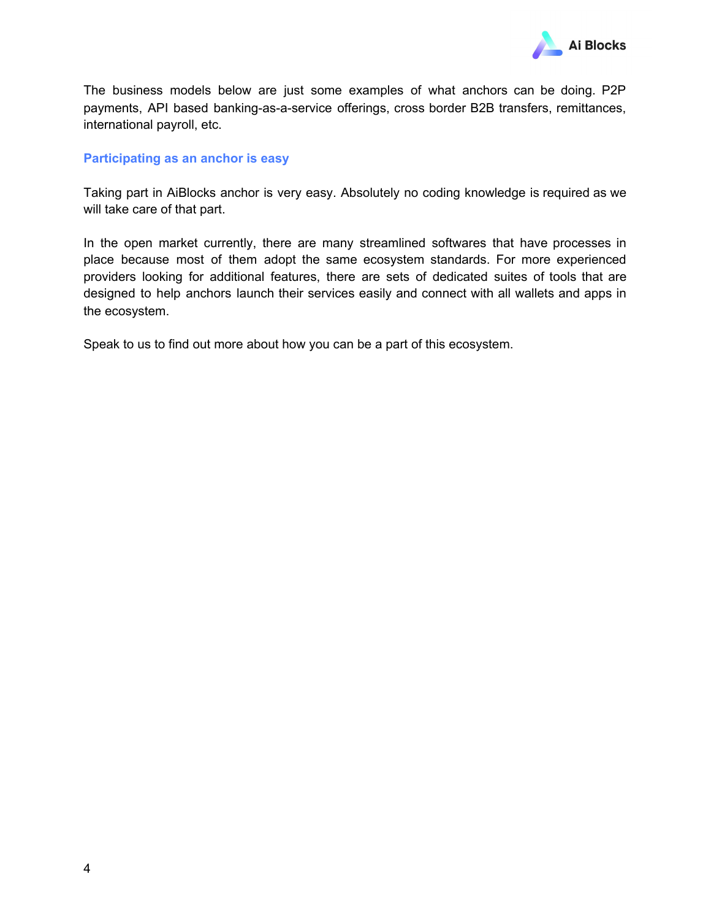The business models below are just some examples of what anchors can be doing. P2P payments, API based banking-as-a-service offerings, cross border B2B transfers, remittances, international payroll, etc.

## Participating as an anchor is easy

Taking part in AiBlocks anchor is very easy. Absolutely no coding knowledge is required as we will take care of that part.

In the open market currently, there are many streamlined softwares that have processes in place because most of them adopt the same ecosystem standards. For more experienced providers looking for additional features, there are sets of dedicated suites of tools that are designed to help anchors launch their services easily and connect with all wallets and apps in the ecosystem.

Speak to us to find out more about how you can be a part of this ecosystem.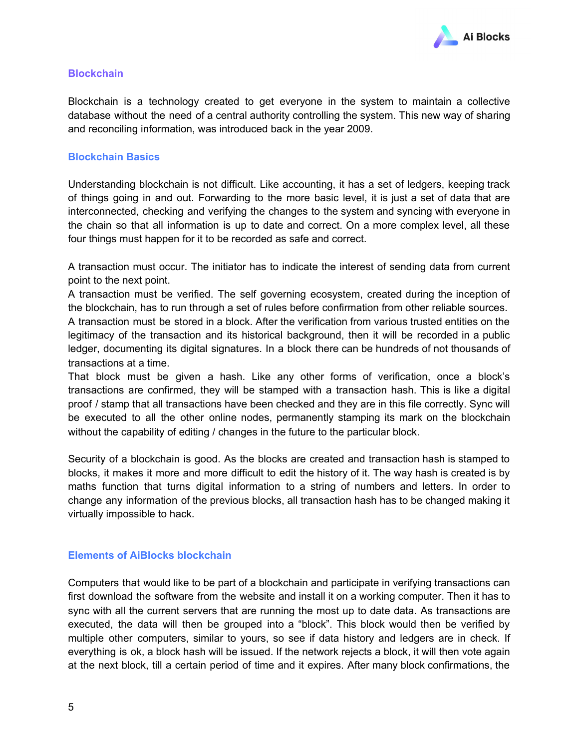## Blockchain

Blockchain is a technology created to get everyone in the system to maintain a collective database without the need of a central authority controlling the system. This new way of sharing and reconciling information, was introduced back in the year 2009.

## Blockchain Basics

Understanding blockchain is not difficult. Like accounting, it has a set of ledgers, keeping track of things going in and out. Forwarding to the more basic level, it is just a set of data that are interconnected, checking and verifying the changes to the system and syncing with everyone in the chain so that all information is up to date and correct. On a more complex level, all these four things must happen for it to be recorded as safe and correct.

A transaction must occur. The initiator has to indicate the interest of sending data from current point to the next point.
A transaction must be verified. The self governing ecosystem, created during the inception of the blockchain, has to run through a set of rules before confirmation from other reliable sources.
A transaction must be stored in a block. After the verification from various trusted entities on the legitimacy of the transaction and its historical background, then it will be recorded in a public ledger, documenting its digital signatures. In a block there can be hundreds of not thousands of transactions at a time.
That block must be given a hash. Like any other forms of verification, once a block's transactions are confirmed, they will be stamped with a transaction hash. This is like a digital proof / stamp that all transactions have been checked and they are in this file correctly. Sync will be executed to all the other online nodes, permanently stamping its mark on the blockchain without the capability of editing / changes in the future to the particular block.

Security of a blockchain is good. As the blocks are created and transaction hash is stamped to blocks, it makes it more and more difficult to edit the history of it. The way hash is created is by maths function that turns digital information to a string of numbers and letters. In order to change any information of the previous blocks, all transaction hash has to be changed making it virtually impossible to hack.

## Elements of AiBlocks blockchain

Computers that would like to be part of a blockchain and participate in verifying transactions can first download the software from the website and install it on a working computer. Then it has to sync with all the current servers that are running the most up to date data. As transactions are executed, the data will then be grouped into a "block". This block would then be verified by multiple other computers, similar to yours, so see if data history and ledgers are in check. If everything is ok, a block hash will be issued. If the network rejects a block, it will then vote again at the next block, till a certain period of time and it expires. After many block confirmations, the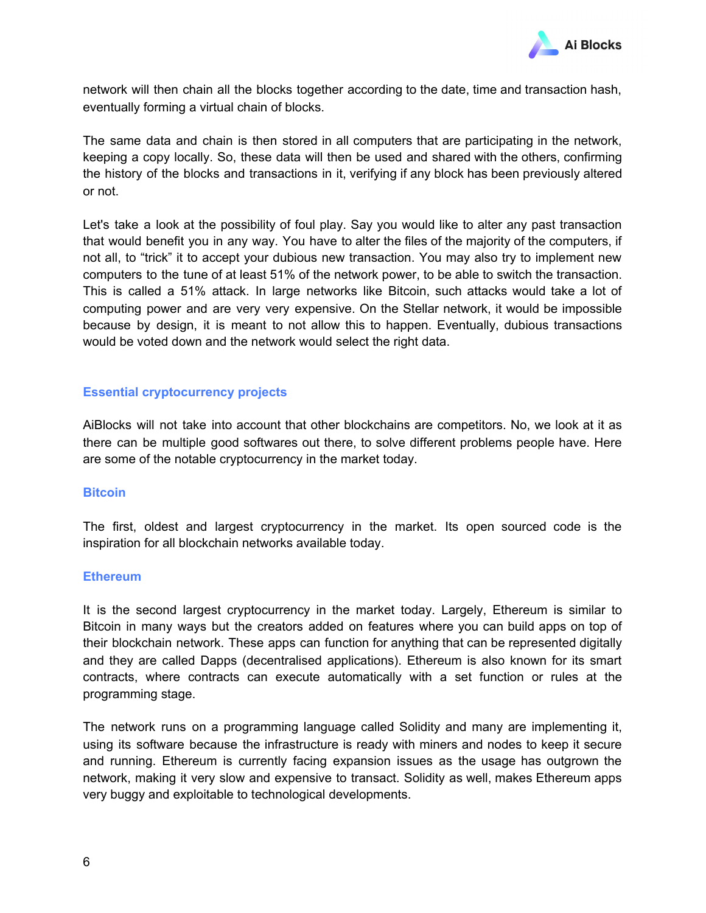network will then chain all the blocks together according to the date, time and transaction hash, eventually forming a virtual chain of blocks.

The same data and chain is then stored in all computers that are participating in the network, keeping a copy locally. So, these data will then be used and shared with the others, confirming the history of the blocks and transactions in it, verifying if any block has been previously altered or not.

Let's take a look at the possibility of foul play. Say you would like to alter any past transaction that would benefit you in any way. You have to alter the files of the majority of the computers, if not all, to "trick" it to accept your dubious new transaction. You may also try to implement new computers to the tune of at least 51% of the network power, to be able to switch the transaction. This is called a 51% attack. In large networks like Bitcoin, such attacks would take a lot of computing power and are very very expensive. On the Stellar network, it would be impossible because by design, it is meant to not allow this to happen. Eventually, dubious transactions would be voted down and the network would select the right data.

## Essential cryptocurrency projects

AiBlocks will not take into account that other blockchains are competitors. No, we look at it as there can be multiple good softwares out there, to solve different problems people have. Here are some of the notable cryptocurrency in the market today.

### Bitcoin

The first, oldest and largest cryptocurrency in the market. Its open sourced code is the inspiration for all blockchain networks available today.

### Ethereum

It is the second largest cryptocurrency in the market today. Largely, Ethereum is similar to Bitcoin in many ways but the creators added on features where you can build apps on top of their blockchain network. These apps can function for anything that can be represented digitally and they are called Dapps (decentralised applications). Ethereum is also known for its smart contracts, where contracts can execute automatically with a set function or rules at the programming stage.

The network runs on a programming language called Solidity and many are implementing it, using its software because the infrastructure is ready with miners and nodes to keep it secure and running. Ethereum is currently facing expansion issues as the usage has outgrown the network, making it very slow and expensive to transact. Solidity as well, makes Ethereum apps very buggy and exploitable to technological developments.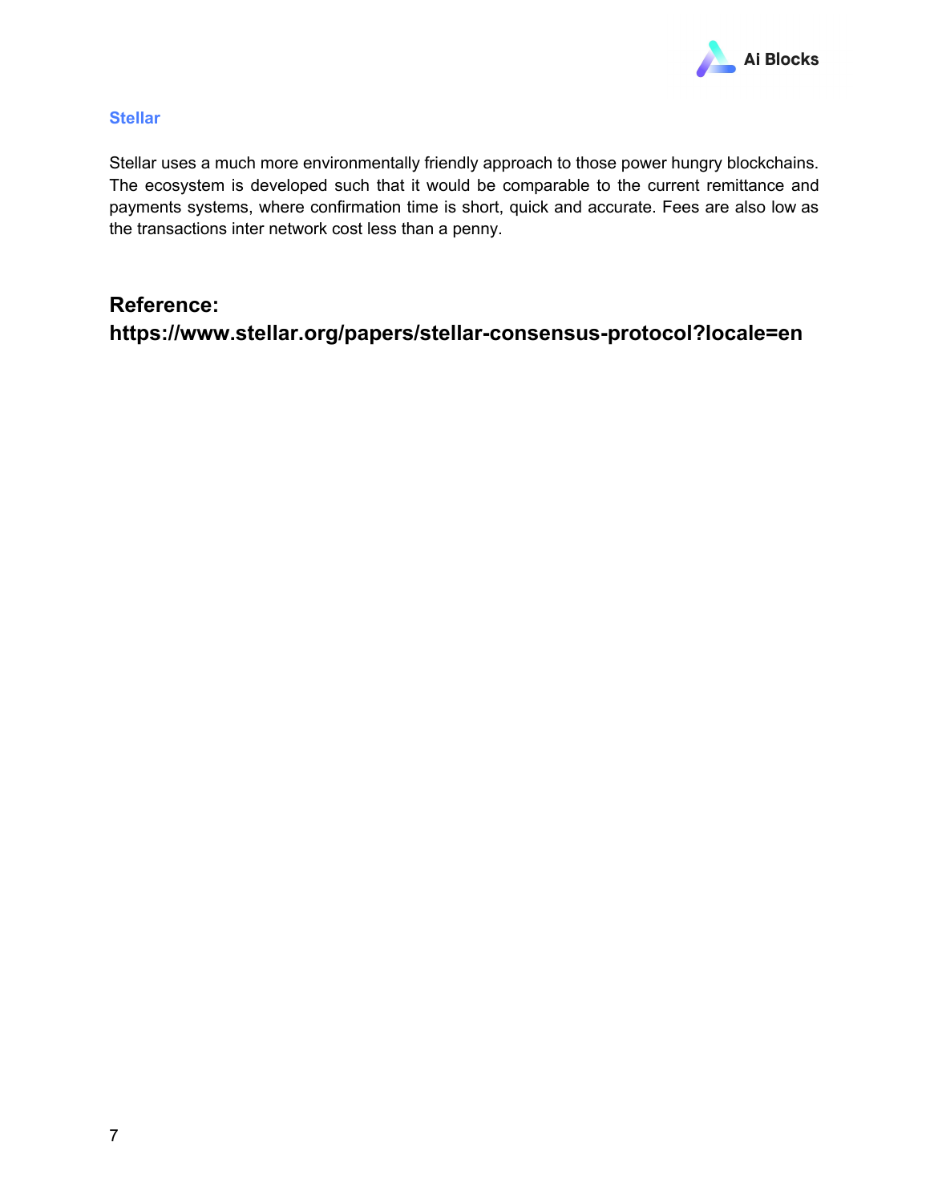### Stellar

Stellar uses a much more environmentally friendly approach to those power hungry blockchains. The ecosystem is developed such that it would be comparable to the current remittance and payments systems, where confirmation time is short, quick and accurate. Fees are also low as the transactions inter network cost less than a penny.

## Reference:
## https://www.stellar.org/papers/stellar-consensus-protocol?locale=en